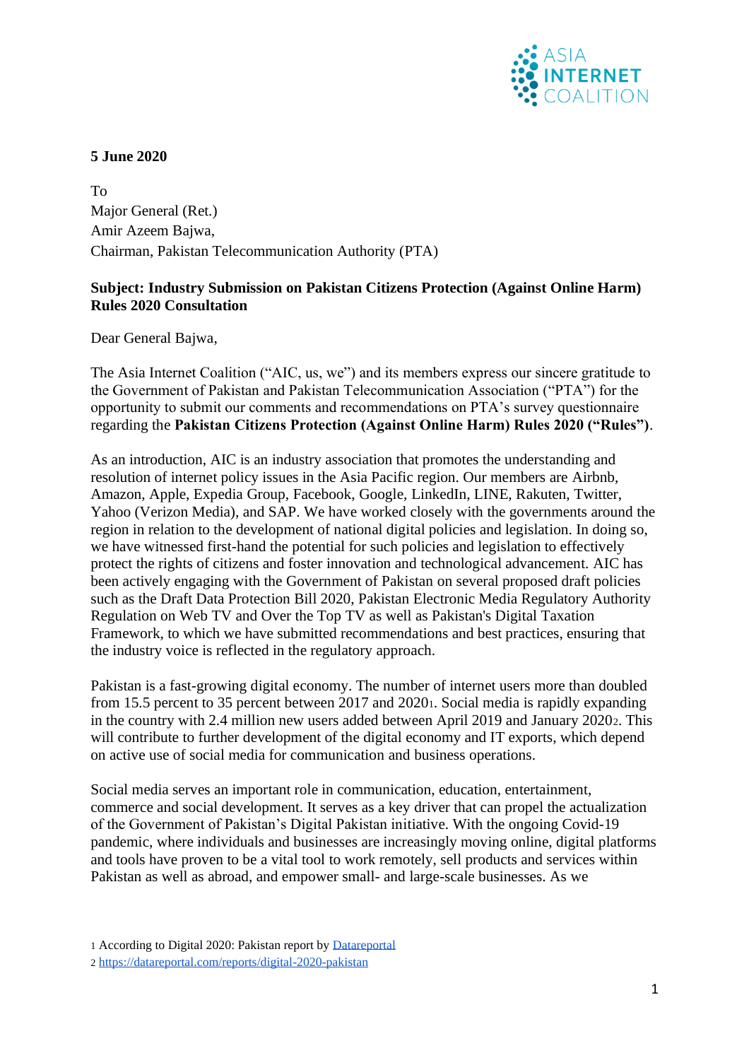**5 June 2020**

To
Major General (Ret.)
Amir Azeem Bajwa,
Chairman, Pakistan Telecommunication Authority (PTA)

**Subject: Industry Submission on Pakistan Citizens Protection (Against Online Harm) Rules 2020 Consultation**

Dear General Bajwa,

The Asia Internet Coalition ("AIC, us, we") and its members express our sincere gratitude to the Government of Pakistan and Pakistan Telecommunication Association ("PTA") for the opportunity to submit our comments and recommendations on PTA's survey questionnaire regarding the **Pakistan Citizens Protection (Against Online Harm) Rules 2020 ("Rules")**.

As an introduction, AIC is an industry association that promotes the understanding and resolution of internet policy issues in the Asia Pacific region. Our members are Airbnb, Amazon, Apple, Expedia Group, Facebook, Google, LinkedIn, LINE, Rakuten, Twitter, Yahoo (Verizon Media), and SAP. We have worked closely with the governments around the region in relation to the development of national digital policies and legislation. In doing so, we have witnessed first-hand the potential for such policies and legislation to effectively protect the rights of citizens and foster innovation and technological advancement. AIC has been actively engaging with the Government of Pakistan on several proposed draft policies such as the Draft Data Protection Bill 2020, Pakistan Electronic Media Regulatory Authority Regulation on Web TV and Over the Top TV as well as Pakistan's Digital Taxation Framework, to which we have submitted recommendations and best practices, ensuring that the industry voice is reflected in the regulatory approach.

Pakistan is a fast-growing digital economy. The number of internet users more than doubled from 15.5 percent to 35 percent between 2017 and 2020[1]. Social media is rapidly expanding in the country with 2.4 million new users added between April 2019 and January 2020[2]. This will contribute to further development of the digital economy and IT exports, which depend on active use of social media for communication and business operations.

Social media serves an important role in communication, education, entertainment, commerce and social development. It serves as a key driver that can propel the actualization of the Government of Pakistan's Digital Pakistan initiative. With the ongoing Covid-19 pandemic, where individuals and businesses are increasingly moving online, digital platforms and tools have proven to be a vital tool to work remotely, sell products and services within Pakistan as well as abroad, and empower small- and large-scale businesses. As we

[1] According to Digital 2020: Pakistan report by Datareportal
[2] https://datareportal.com/reports/digital-2020-pakistan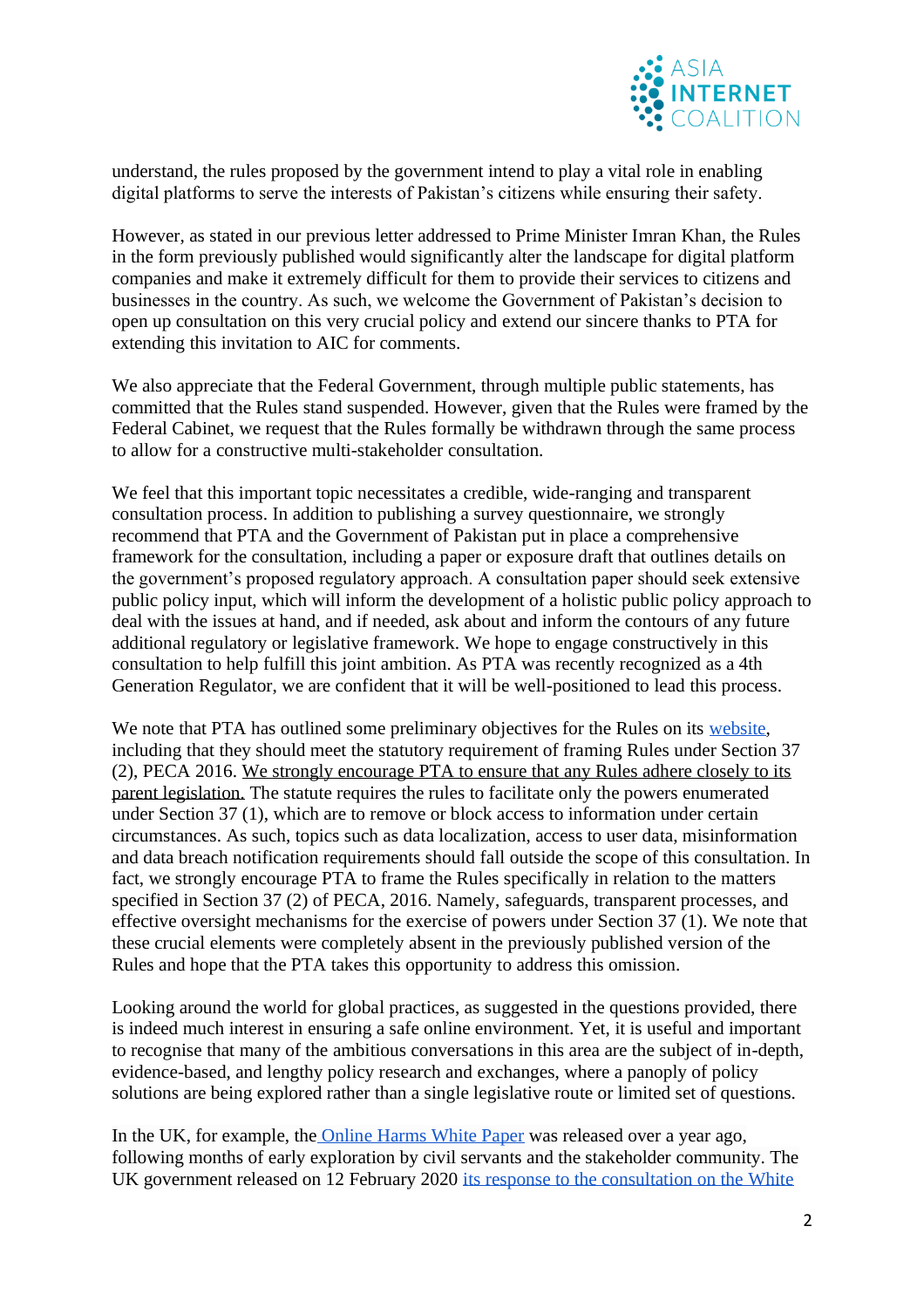understand, the rules proposed by the government intend to play a vital role in enabling digital platforms to serve the interests of Pakistan's citizens while ensuring their safety.

However, as stated in our previous letter addressed to Prime Minister Imran Khan, the Rules in the form previously published would significantly alter the landscape for digital platform companies and make it extremely difficult for them to provide their services to citizens and businesses in the country. As such, we welcome the Government of Pakistan's decision to open up consultation on this very crucial policy and extend our sincere thanks to PTA for extending this invitation to AIC for comments.

We also appreciate that the Federal Government, through multiple public statements, has committed that the Rules stand suspended. However, given that the Rules were framed by the Federal Cabinet, we request that the Rules formally be withdrawn through the same process to allow for a constructive multi-stakeholder consultation.

We feel that this important topic necessitates a credible, wide-ranging and transparent consultation process. In addition to publishing a survey questionnaire, we strongly recommend that PTA and the Government of Pakistan put in place a comprehensive framework for the consultation, including a paper or exposure draft that outlines details on the government's proposed regulatory approach. A consultation paper should seek extensive public policy input, which will inform the development of a holistic public policy approach to deal with the issues at hand, and if needed, ask about and inform the contours of any future additional regulatory or legislative framework. We hope to engage constructively in this consultation to help fulfill this joint ambition. As PTA was recently recognized as a 4th Generation Regulator, we are confident that it will be well-positioned to lead this process.

We note that PTA has outlined some preliminary objectives for the Rules on its website, including that they should meet the statutory requirement of framing Rules under Section 37 (2), PECA 2016. We strongly encourage PTA to ensure that any Rules adhere closely to its parent legislation. The statute requires the rules to facilitate only the powers enumerated under Section 37 (1), which are to remove or block access to information under certain circumstances. As such, topics such as data localization, access to user data, misinformation and data breach notification requirements should fall outside the scope of this consultation. In fact, we strongly encourage PTA to frame the Rules specifically in relation to the matters specified in Section 37 (2) of PECA, 2016. Namely, safeguards, transparent processes, and effective oversight mechanisms for the exercise of powers under Section 37 (1). We note that these crucial elements were completely absent in the previously published version of the Rules and hope that the PTA takes this opportunity to address this omission.

Looking around the world for global practices, as suggested in the questions provided, there is indeed much interest in ensuring a safe online environment. Yet, it is useful and important to recognise that many of the ambitious conversations in this area are the subject of in-depth, evidence-based, and lengthy policy research and exchanges, where a panoply of policy solutions are being explored rather than a single legislative route or limited set of questions.

In the UK, for example, the Online Harms White Paper was released over a year ago, following months of early exploration by civil servants and the stakeholder community. The UK government released on 12 February 2020 its response to the consultation on the White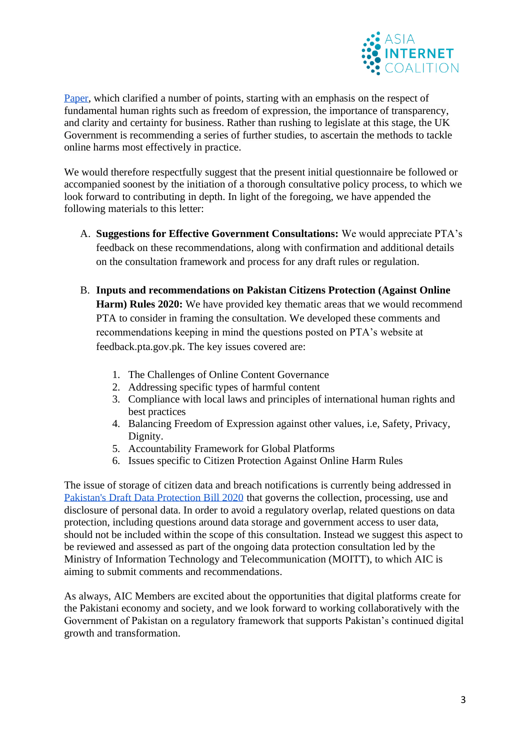[Paper](#), which clarified a number of points, starting with an emphasis on the respect of fundamental human rights such as freedom of expression, the importance of transparency, and clarity and certainty for business. Rather than rushing to legislate at this stage, the UK Government is recommending a series of further studies, to ascertain the methods to tackle online harms most effectively in practice.

We would therefore respectfully suggest that the present initial questionnaire be followed or accompanied soonest by the initiation of a thorough consultative policy process, to which we look forward to contributing in depth. In light of the foregoing, we have appended the following materials to this letter:

A. **Suggestions for Effective Government Consultations:** We would appreciate PTA's feedback on these recommendations, along with confirmation and additional details on the consultation framework and process for any draft rules or regulation.

B. **Inputs and recommendations on Pakistan Citizens Protection (Against Online Harm) Rules 2020:** We have provided key thematic areas that we would recommend PTA to consider in framing the consultation. We developed these comments and recommendations keeping in mind the questions posted on PTA's website at feedback.pta.gov.pk. The key issues covered are:

    1. The Challenges of Online Content Governance
    2. Addressing specific types of harmful content
    3. Compliance with local laws and principles of international human rights and best practices
    4. Balancing Freedom of Expression against other values, i.e, Safety, Privacy, Dignity.
    5. Accountability Framework for Global Platforms
    6. Issues specific to Citizen Protection Against Online Harm Rules

The issue of storage of citizen data and breach notifications is currently being addressed in [Pakistan's Draft Data Protection Bill 2020](#) that governs the collection, processing, use and disclosure of personal data. In order to avoid a regulatory overlap, related questions on data protection, including questions around data storage and government access to user data, should not be included within the scope of this consultation. Instead we suggest this aspect to be reviewed and assessed as part of the ongoing data protection consultation led by the Ministry of Information Technology and Telecommunication (MOITT), to which AIC is aiming to submit comments and recommendations.

As always, AIC Members are excited about the opportunities that digital platforms create for the Pakistani economy and society, and we look forward to working collaboratively with the Government of Pakistan on a regulatory framework that supports Pakistan's continued digital growth and transformation.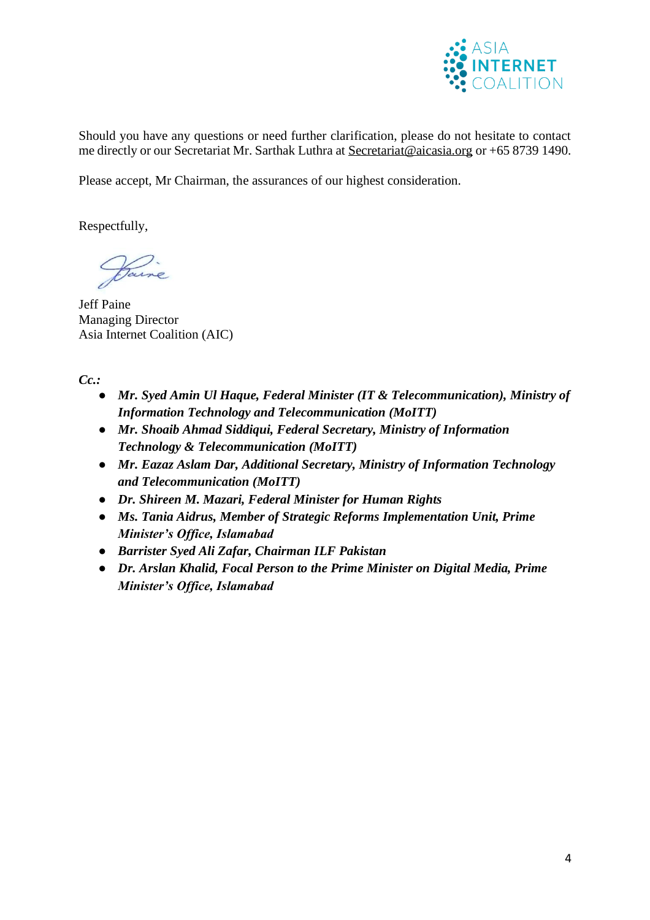Should you have any questions or need further clarification, please do not hesitate to contact me directly or our Secretariat Mr. Sarthak Luthra at Secretariat@aicasia.org or +65 8739 1490.

Please accept, Mr Chairman, the assurances of our highest consideration.

Respectfully,

Jeff Paine
Managing Director
Asia Internet Coalition (AIC)

***Cc.:***

- ***Mr. Syed Amin Ul Haque, Federal Minister (IT & Telecommunication), Ministry of Information Technology and Telecommunication (MoITT)***
- ***Mr. Shoaib Ahmad Siddiqui, Federal Secretary, Ministry of Information Technology & Telecommunication (MoITT)***
- ***Mr. Eazaz Aslam Dar, Additional Secretary, Ministry of Information Technology and Telecommunication (MoITT)***
- ***Dr. Shireen M. Mazari, Federal Minister for Human Rights***
- ***Ms. Tania Aidrus, Member of Strategic Reforms Implementation Unit, Prime Minister's Office, Islamabad***
- ***Barrister Syed Ali Zafar, Chairman ILF Pakistan***
- ***Dr. Arslan Khalid, Focal Person to the Prime Minister on Digital Media, Prime Minister's Office, Islamabad***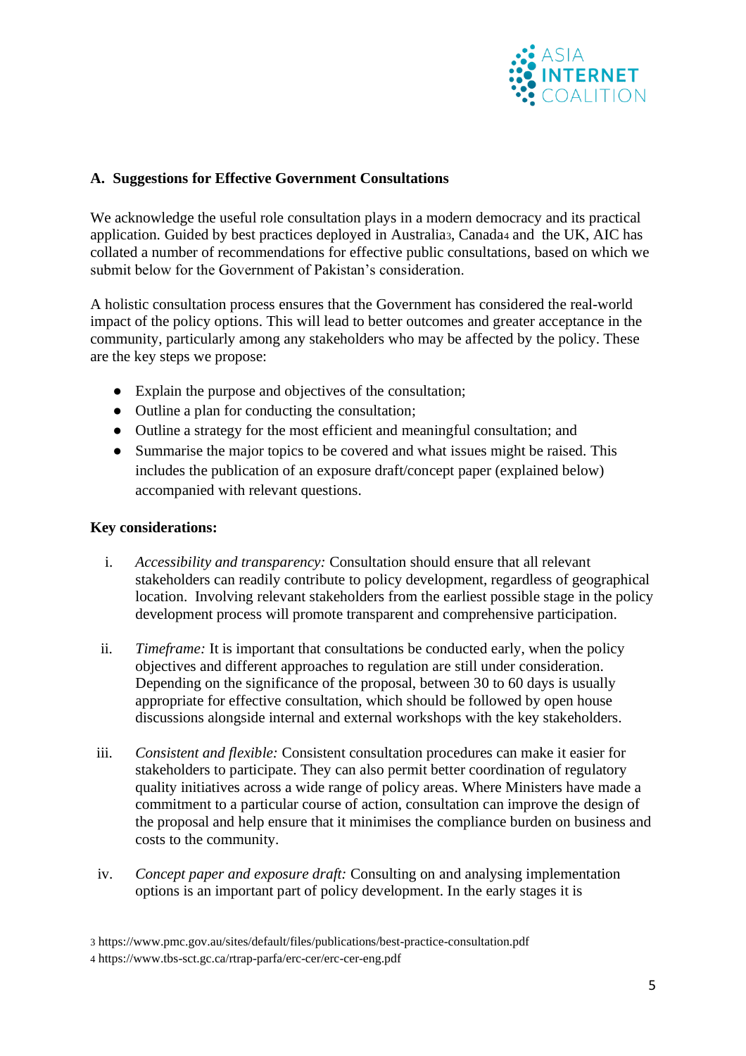## A. Suggestions for Effective Government Consultations

We acknowledge the useful role consultation plays in a modern democracy and its practical application. Guided by best practices deployed in Australia[3], Canada[4] and the UK, AIC has collated a number of recommendations for effective public consultations, based on which we submit below for the Government of Pakistan's consideration.

A holistic consultation process ensures that the Government has considered the real-world impact of the policy options. This will lead to better outcomes and greater acceptance in the community, particularly among any stakeholders who may be affected by the policy. These are the key steps we propose:

- Explain the purpose and objectives of the consultation;
- Outline a plan for conducting the consultation;
- Outline a strategy for the most efficient and meaningful consultation; and
- Summarise the major topics to be covered and what issues might be raised. This includes the publication of an exposure draft/concept paper (explained below) accompanied with relevant questions.

**Key considerations:**

i. *Accessibility and transparency:* Consultation should ensure that all relevant stakeholders can readily contribute to policy development, regardless of geographical location. Involving relevant stakeholders from the earliest possible stage in the policy development process will promote transparent and comprehensive participation.

ii. *Timeframe:* It is important that consultations be conducted early, when the policy objectives and different approaches to regulation are still under consideration. Depending on the significance of the proposal, between 30 to 60 days is usually appropriate for effective consultation, which should be followed by open house discussions alongside internal and external workshops with the key stakeholders.

iii. *Consistent and flexible:* Consistent consultation procedures can make it easier for stakeholders to participate. They can also permit better coordination of regulatory quality initiatives across a wide range of policy areas. Where Ministers have made a commitment to a particular course of action, consultation can improve the design of the proposal and help ensure that it minimises the compliance burden on business and costs to the community.

iv. *Concept paper and exposure draft:* Consulting on and analysing implementation options is an important part of policy development. In the early stages it is

[3] https://www.pmc.gov.au/sites/default/files/publications/best-practice-consultation.pdf

[4] https://www.tbs-sct.gc.ca/rtrap-parfa/erc-cer/erc-cer-eng.pdf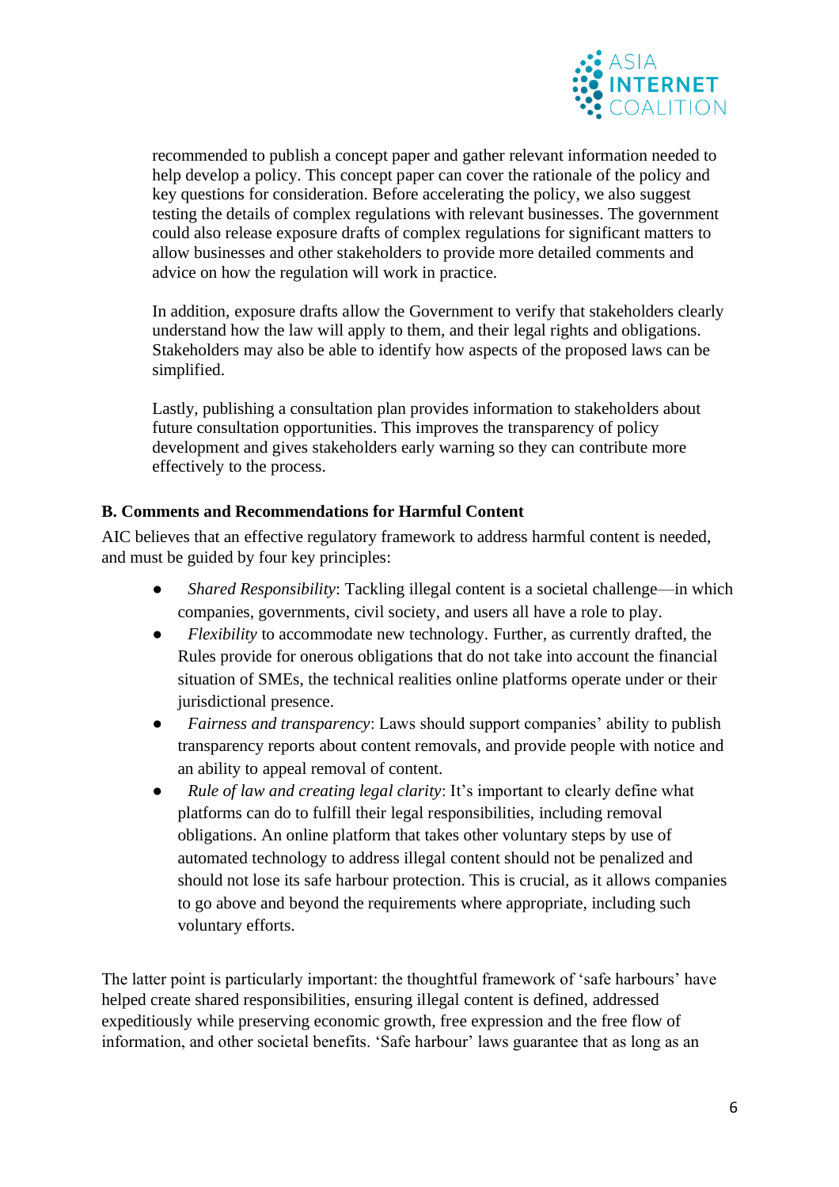recommended to publish a concept paper and gather relevant information needed to help develop a policy. This concept paper can cover the rationale of the policy and key questions for consideration. Before accelerating the policy, we also suggest testing the details of complex regulations with relevant businesses. The government could also release exposure drafts of complex regulations for significant matters to allow businesses and other stakeholders to provide more detailed comments and advice on how the regulation will work in practice.

In addition, exposure drafts allow the Government to verify that stakeholders clearly understand how the law will apply to them, and their legal rights and obligations. Stakeholders may also be able to identify how aspects of the proposed laws can be simplified.

Lastly, publishing a consultation plan provides information to stakeholders about future consultation opportunities. This improves the transparency of policy development and gives stakeholders early warning so they can contribute more effectively to the process.

**B. Comments and Recommendations for Harmful Content**

AIC believes that an effective regulatory framework to address harmful content is needed, and must be guided by four key principles:

- *Shared Responsibility*: Tackling illegal content is a societal challenge—in which companies, governments, civil society, and users all have a role to play.
- *Flexibility* to accommodate new technology. Further, as currently drafted, the Rules provide for onerous obligations that do not take into account the financial situation of SMEs, the technical realities online platforms operate under or their jurisdictional presence.
- *Fairness and transparency*: Laws should support companies' ability to publish transparency reports about content removals, and provide people with notice and an ability to appeal removal of content.
- *Rule of law and creating legal clarity*: It's important to clearly define what platforms can do to fulfill their legal responsibilities, including removal obligations. An online platform that takes other voluntary steps by use of automated technology to address illegal content should not be penalized and should not lose its safe harbour protection. This is crucial, as it allows companies to go above and beyond the requirements where appropriate, including such voluntary efforts.

The latter point is particularly important: the thoughtful framework of 'safe harbours' have helped create shared responsibilities, ensuring illegal content is defined, addressed expeditiously while preserving economic growth, free expression and the free flow of information, and other societal benefits. 'Safe harbour' laws guarantee that as long as an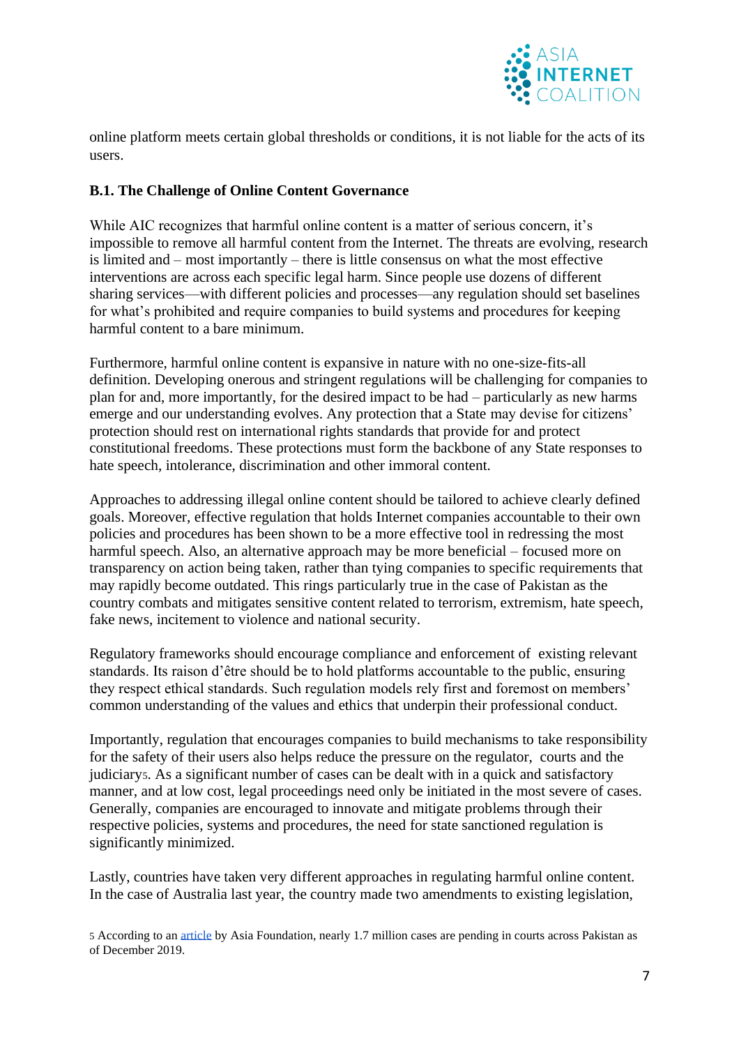online platform meets certain global thresholds or conditions, it is not liable for the acts of its users.

**B.1. The Challenge of Online Content Governance**

While AIC recognizes that harmful online content is a matter of serious concern, it's impossible to remove all harmful content from the Internet. The threats are evolving, research is limited and – most importantly – there is little consensus on what the most effective interventions are across each specific legal harm. Since people use dozens of different sharing services—with different policies and processes—any regulation should set baselines for what's prohibited and require companies to build systems and procedures for keeping harmful content to a bare minimum.

Furthermore, harmful online content is expansive in nature with no one-size-fits-all definition. Developing onerous and stringent regulations will be challenging for companies to plan for and, more importantly, for the desired impact to be had – particularly as new harms emerge and our understanding evolves. Any protection that a State may devise for citizens' protection should rest on international rights standards that provide for and protect constitutional freedoms. These protections must form the backbone of any State responses to hate speech, intolerance, discrimination and other immoral content.

Approaches to addressing illegal online content should be tailored to achieve clearly defined goals. Moreover, effective regulation that holds Internet companies accountable to their own policies and procedures has been shown to be a more effective tool in redressing the most harmful speech. Also, an alternative approach may be more beneficial – focused more on transparency on action being taken, rather than tying companies to specific requirements that may rapidly become outdated. This rings particularly true in the case of Pakistan as the country combats and mitigates sensitive content related to terrorism, extremism, hate speech, fake news, incitement to violence and national security.

Regulatory frameworks should encourage compliance and enforcement of existing relevant standards. Its raison d'être should be to hold platforms accountable to the public, ensuring they respect ethical standards. Such regulation models rely first and foremost on members' common understanding of the values and ethics that underpin their professional conduct.

Importantly, regulation that encourages companies to build mechanisms to take responsibility for the safety of their users also helps reduce the pressure on the regulator, courts and the judiciary[5]. As a significant number of cases can be dealt with in a quick and satisfactory manner, and at low cost, legal proceedings need only be initiated in the most severe of cases. Generally, companies are encouraged to innovate and mitigate problems through their respective policies, systems and procedures, the need for state sanctioned regulation is significantly minimized.

Lastly, countries have taken very different approaches in regulating harmful online content. In the case of Australia last year, the country made two amendments to existing legislation,

[5] According to an article by Asia Foundation, nearly 1.7 million cases are pending in courts across Pakistan as of December 2019.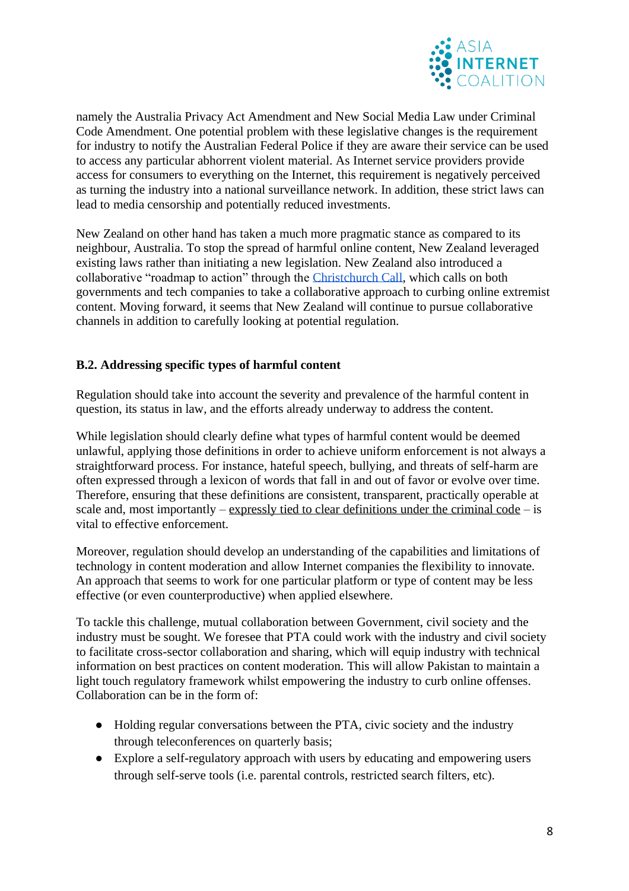namely the Australia Privacy Act Amendment and New Social Media Law under Criminal Code Amendment. One potential problem with these legislative changes is the requirement for industry to notify the Australian Federal Police if they are aware their service can be used to access any particular abhorrent violent material. As Internet service providers provide access for consumers to everything on the Internet, this requirement is negatively perceived as turning the industry into a national surveillance network. In addition, these strict laws can lead to media censorship and potentially reduced investments.

New Zealand on other hand has taken a much more pragmatic stance as compared to its neighbour, Australia. To stop the spread of harmful online content, New Zealand leveraged existing laws rather than initiating a new legislation. New Zealand also introduced a collaborative "roadmap to action" through the Christchurch Call, which calls on both governments and tech companies to take a collaborative approach to curbing online extremist content. Moving forward, it seems that New Zealand will continue to pursue collaborative channels in addition to carefully looking at potential regulation.

### B.2. Addressing specific types of harmful content

Regulation should take into account the severity and prevalence of the harmful content in question, its status in law, and the efforts already underway to address the content.

While legislation should clearly define what types of harmful content would be deemed unlawful, applying those definitions in order to achieve uniform enforcement is not always a straightforward process. For instance, hateful speech, bullying, and threats of self-harm are often expressed through a lexicon of words that fall in and out of favor or evolve over time. Therefore, ensuring that these definitions are consistent, transparent, practically operable at scale and, most importantly – expressly tied to clear definitions under the criminal code – is vital to effective enforcement.

Moreover, regulation should develop an understanding of the capabilities and limitations of technology in content moderation and allow Internet companies the flexibility to innovate. An approach that seems to work for one particular platform or type of content may be less effective (or even counterproductive) when applied elsewhere.

To tackle this challenge, mutual collaboration between Government, civil society and the industry must be sought. We foresee that PTA could work with the industry and civil society to facilitate cross-sector collaboration and sharing, which will equip industry with technical information on best practices on content moderation. This will allow Pakistan to maintain a light touch regulatory framework whilst empowering the industry to curb online offenses. Collaboration can be in the form of:

- Holding regular conversations between the PTA, civic society and the industry through teleconferences on quarterly basis;
- Explore a self-regulatory approach with users by educating and empowering users through self-serve tools (i.e. parental controls, restricted search filters, etc).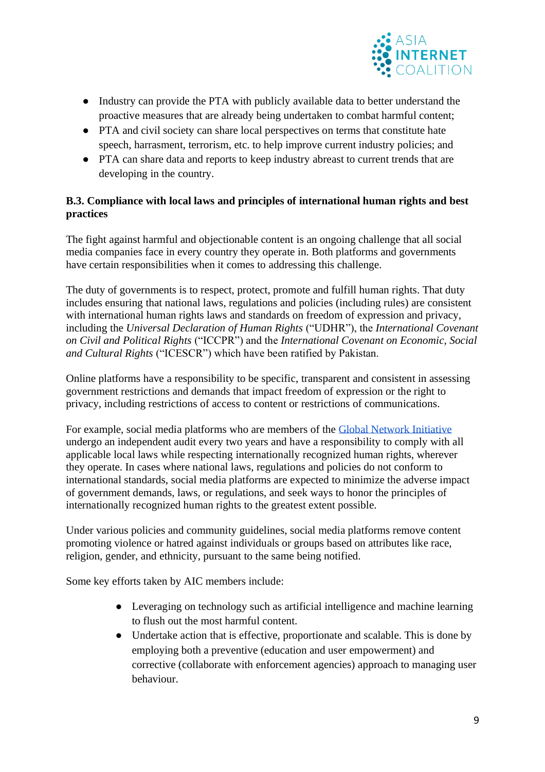- Industry can provide the PTA with publicly available data to better understand the proactive measures that are already being undertaken to combat harmful content;
- PTA and civil society can share local perspectives on terms that constitute hate speech, harrasment, terrorism, etc. to help improve current industry policies; and
- PTA can share data and reports to keep industry abreast to current trends that are developing in the country.

**B.3. Compliance with local laws and principles of international human rights and best practices**

The fight against harmful and objectionable content is an ongoing challenge that all social media companies face in every country they operate in. Both platforms and governments have certain responsibilities when it comes to addressing this challenge.

The duty of governments is to respect, protect, promote and fulfill human rights. That duty includes ensuring that national laws, regulations and policies (including rules) are consistent with international human rights laws and standards on freedom of expression and privacy, including the *Universal Declaration of Human Rights* ("UDHR"), the *International Covenant on Civil and Political Rights* ("ICCPR") and the *International Covenant on Economic, Social and Cultural Rights* ("ICESCR") which have been ratified by Pakistan.

Online platforms have a responsibility to be specific, transparent and consistent in assessing government restrictions and demands that impact freedom of expression or the right to privacy, including restrictions of access to content or restrictions of communications.

For example, social media platforms who are members of the Global Network Initiative undergo an independent audit every two years and have a responsibility to comply with all applicable local laws while respecting internationally recognized human rights, wherever they operate. In cases where national laws, regulations and policies do not conform to international standards, social media platforms are expected to minimize the adverse impact of government demands, laws, or regulations, and seek ways to honor the principles of internationally recognized human rights to the greatest extent possible.

Under various policies and community guidelines, social media platforms remove content promoting violence or hatred against individuals or groups based on attributes like race, religion, gender, and ethnicity, pursuant to the same being notified.

Some key efforts taken by AIC members include:

- Leveraging on technology such as artificial intelligence and machine learning to flush out the most harmful content.
- Undertake action that is effective, proportionate and scalable. This is done by employing both a preventive (education and user empowerment) and corrective (collaborate with enforcement agencies) approach to managing user behaviour.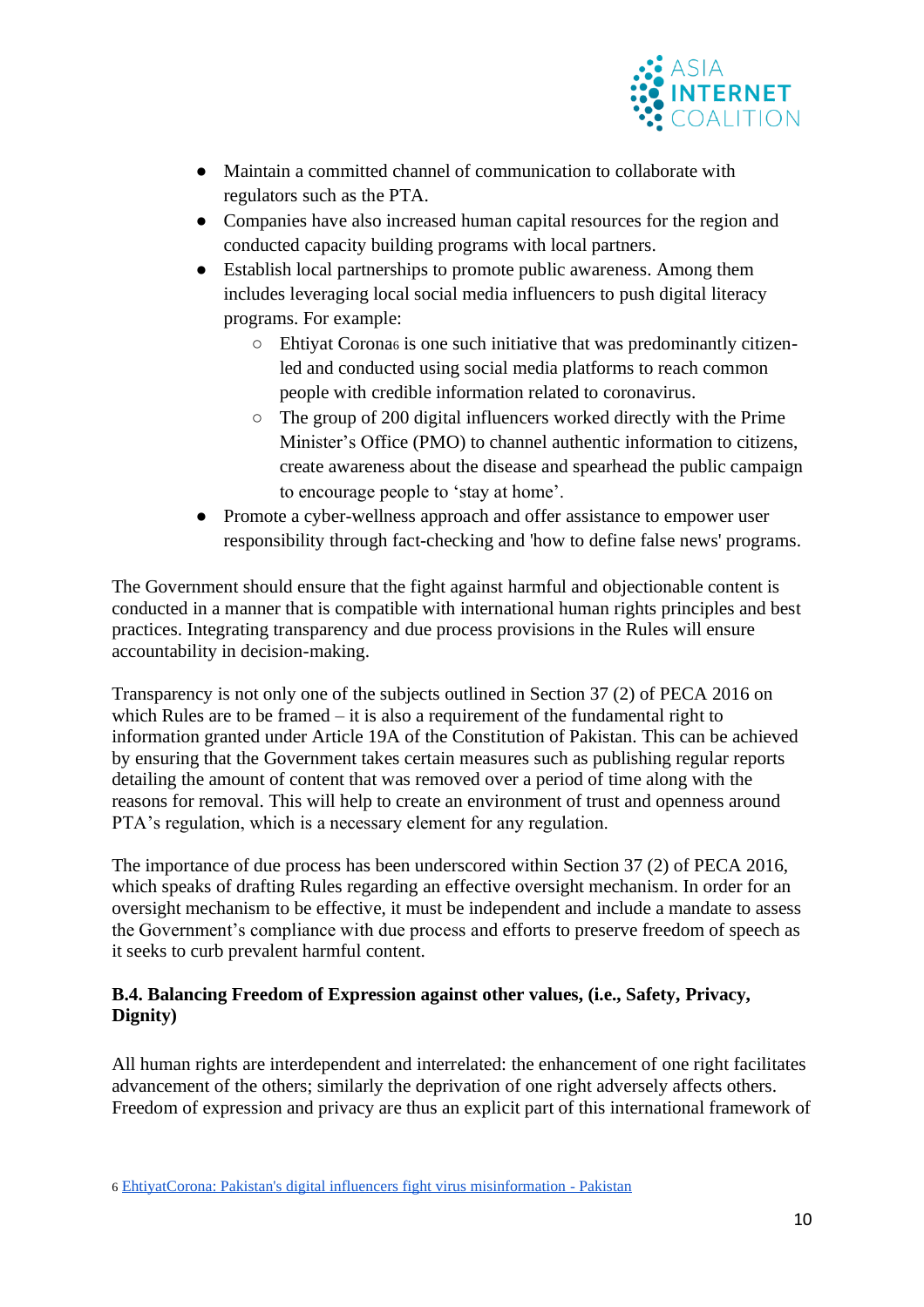- Maintain a committed channel of communication to collaborate with regulators such as the PTA.
- Companies have also increased human capital resources for the region and conducted capacity building programs with local partners.
- Establish local partnerships to promote public awareness. Among them includes leveraging local social media influencers to push digital literacy programs. For example:
    - Ehtiyat Corona[6] is one such initiative that was predominantly citizen-led and conducted using social media platforms to reach common people with credible information related to coronavirus.
    - The group of 200 digital influencers worked directly with the Prime Minister's Office (PMO) to channel authentic information to citizens, create awareness about the disease and spearhead the public campaign to encourage people to 'stay at home'.
- Promote a cyber-wellness approach and offer assistance to empower user responsibility through fact-checking and 'how to define false news' programs.

The Government should ensure that the fight against harmful and objectionable content is conducted in a manner that is compatible with international human rights principles and best practices. Integrating transparency and due process provisions in the Rules will ensure accountability in decision-making.

Transparency is not only one of the subjects outlined in Section 37 (2) of PECA 2016 on which Rules are to be framed – it is also a requirement of the fundamental right to information granted under Article 19A of the Constitution of Pakistan. This can be achieved by ensuring that the Government takes certain measures such as publishing regular reports detailing the amount of content that was removed over a period of time along with the reasons for removal. This will help to create an environment of trust and openness around PTA's regulation, which is a necessary element for any regulation.

The importance of due process has been underscored within Section 37 (2) of PECA 2016, which speaks of drafting Rules regarding an effective oversight mechanism. In order for an oversight mechanism to be effective, it must be independent and include a mandate to assess the Government's compliance with due process and efforts to preserve freedom of speech as it seeks to curb prevalent harmful content.

### B.4. Balancing Freedom of Expression against other values, (i.e., Safety, Privacy, Dignity)

All human rights are interdependent and interrelated: the enhancement of one right facilitates advancement of the others; similarly the deprivation of one right adversely affects others. Freedom of expression and privacy are thus an explicit part of this international framework of

[6] EhtiyatCorona: Pakistan's digital influencers fight virus misinformation - Pakistan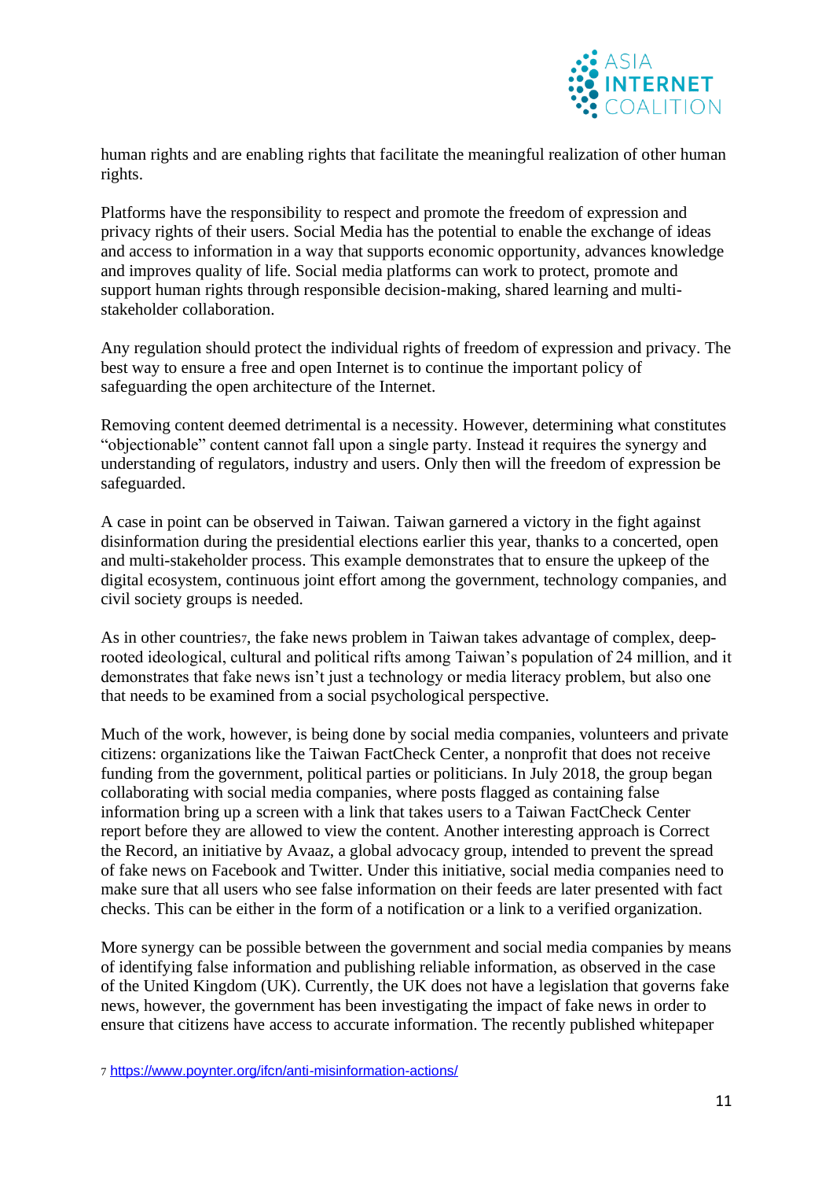human rights and are enabling rights that facilitate the meaningful realization of other human rights.

Platforms have the responsibility to respect and promote the freedom of expression and privacy rights of their users. Social Media has the potential to enable the exchange of ideas and access to information in a way that supports economic opportunity, advances knowledge and improves quality of life. Social media platforms can work to protect, promote and support human rights through responsible decision-making, shared learning and multi-stakeholder collaboration.

Any regulation should protect the individual rights of freedom of expression and privacy. The best way to ensure a free and open Internet is to continue the important policy of safeguarding the open architecture of the Internet.

Removing content deemed detrimental is a necessity. However, determining what constitutes "objectionable" content cannot fall upon a single party. Instead it requires the synergy and understanding of regulators, industry and users. Only then will the freedom of expression be safeguarded.

A case in point can be observed in Taiwan. Taiwan garnered a victory in the fight against disinformation during the presidential elections earlier this year, thanks to a concerted, open and multi-stakeholder process. This example demonstrates that to ensure the upkeep of the digital ecosystem, continuous joint effort among the government, technology companies, and civil society groups is needed.

As in other countries[7], the fake news problem in Taiwan takes advantage of complex, deep-rooted ideological, cultural and political rifts among Taiwan's population of 24 million, and it demonstrates that fake news isn't just a technology or media literacy problem, but also one that needs to be examined from a social psychological perspective.

Much of the work, however, is being done by social media companies, volunteers and private citizens: organizations like the Taiwan FactCheck Center, a nonprofit that does not receive funding from the government, political parties or politicians. In July 2018, the group began collaborating with social media companies, where posts flagged as containing false information bring up a screen with a link that takes users to a Taiwan FactCheck Center report before they are allowed to view the content. Another interesting approach is Correct the Record, an initiative by Avaaz, a global advocacy group, intended to prevent the spread of fake news on Facebook and Twitter. Under this initiative, social media companies need to make sure that all users who see false information on their feeds are later presented with fact checks. This can be either in the form of a notification or a link to a verified organization.

More synergy can be possible between the government and social media companies by means of identifying false information and publishing reliable information, as observed in the case of the United Kingdom (UK). Currently, the UK does not have a legislation that governs fake news, however, the government has been investigating the impact of fake news in order to ensure that citizens have access to accurate information. The recently published whitepaper

[7] https://www.poynter.org/ifcn/anti-misinformation-actions/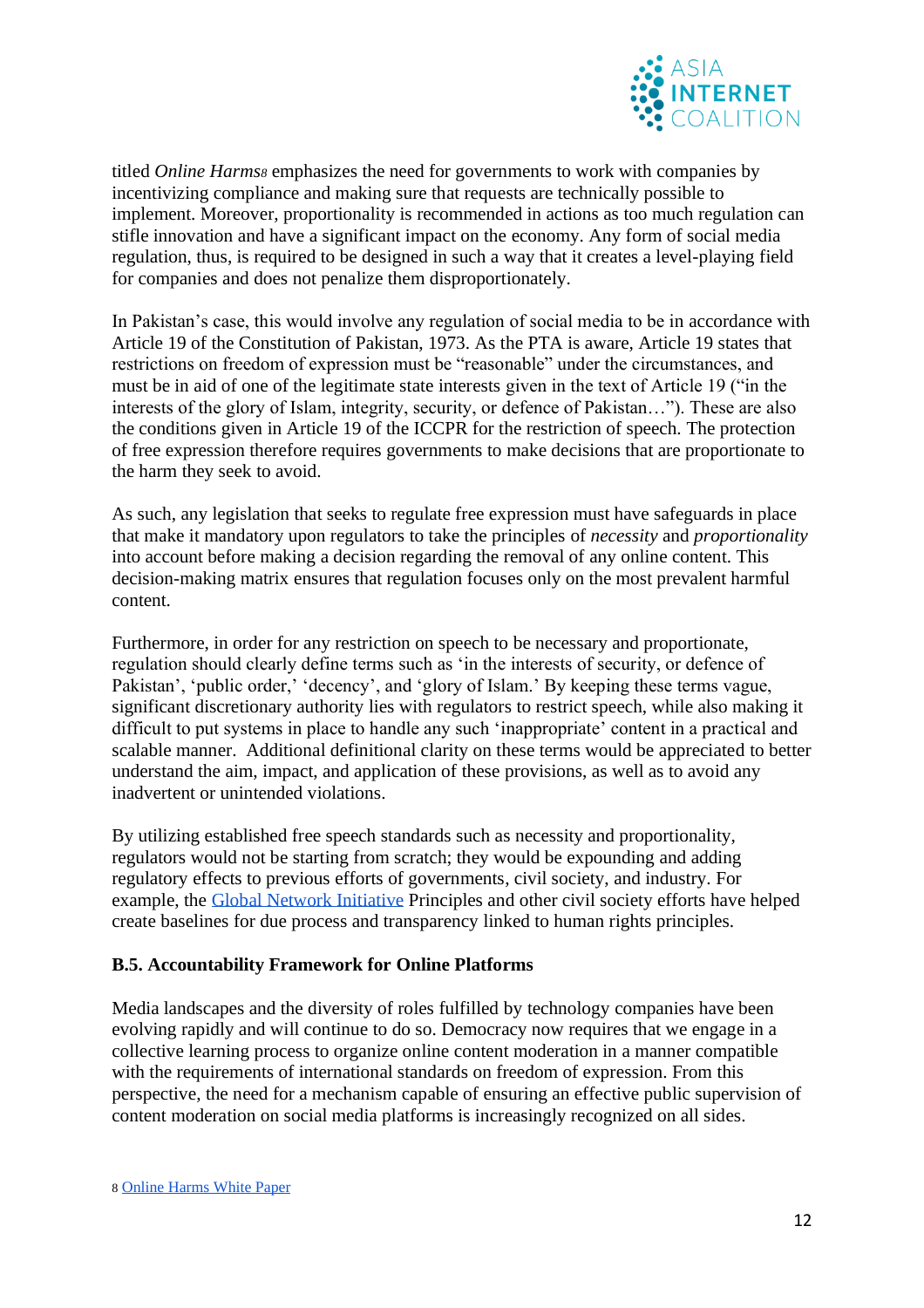titled *Online Harms*[8] emphasizes the need for governments to work with companies by incentivizing compliance and making sure that requests are technically possible to implement. Moreover, proportionality is recommended in actions as too much regulation can stifle innovation and have a significant impact on the economy. Any form of social media regulation, thus, is required to be designed in such a way that it creates a level-playing field for companies and does not penalize them disproportionately.

In Pakistan's case, this would involve any regulation of social media to be in accordance with Article 19 of the Constitution of Pakistan, 1973. As the PTA is aware, Article 19 states that restrictions on freedom of expression must be "reasonable" under the circumstances, and must be in aid of one of the legitimate state interests given in the text of Article 19 ("in the interests of the glory of Islam, integrity, security, or defence of Pakistan…"). These are also the conditions given in Article 19 of the ICCPR for the restriction of speech. The protection of free expression therefore requires governments to make decisions that are proportionate to the harm they seek to avoid.

As such, any legislation that seeks to regulate free expression must have safeguards in place that make it mandatory upon regulators to take the principles of *necessity* and *proportionality* into account before making a decision regarding the removal of any online content. This decision-making matrix ensures that regulation focuses only on the most prevalent harmful content.

Furthermore, in order for any restriction on speech to be necessary and proportionate, regulation should clearly define terms such as 'in the interests of security, or defence of Pakistan', 'public order,' 'decency', and 'glory of Islam.' By keeping these terms vague, significant discretionary authority lies with regulators to restrict speech, while also making it difficult to put systems in place to handle any such 'inappropriate' content in a practical and scalable manner. Additional definitional clarity on these terms would be appreciated to better understand the aim, impact, and application of these provisions, as well as to avoid any inadvertent or unintended violations.

By utilizing established free speech standards such as necessity and proportionality, regulators would not be starting from scratch; they would be expounding and adding regulatory effects to previous efforts of governments, civil society, and industry. For example, the Global Network Initiative Principles and other civil society efforts have helped create baselines for due process and transparency linked to human rights principles.

### B.5. Accountability Framework for Online Platforms

Media landscapes and the diversity of roles fulfilled by technology companies have been evolving rapidly and will continue to do so. Democracy now requires that we engage in a collective learning process to organize online content moderation in a manner compatible with the requirements of international standards on freedom of expression. From this perspective, the need for a mechanism capable of ensuring an effective public supervision of content moderation on social media platforms is increasingly recognized on all sides.

[8] Online Harms White Paper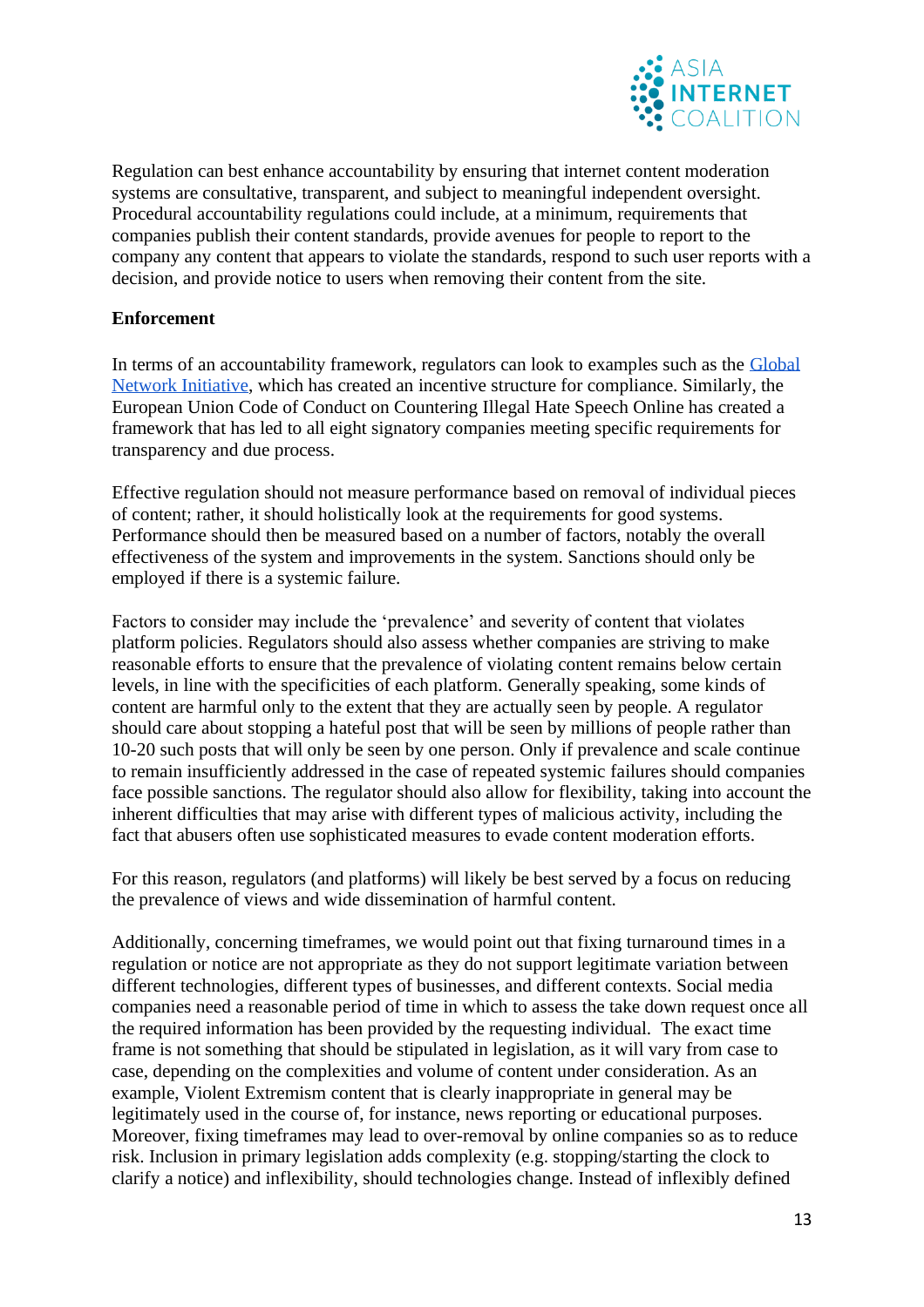Regulation can best enhance accountability by ensuring that internet content moderation systems are consultative, transparent, and subject to meaningful independent oversight. Procedural accountability regulations could include, at a minimum, requirements that companies publish their content standards, provide avenues for people to report to the company any content that appears to violate the standards, respond to such user reports with a decision, and provide notice to users when removing their content from the site.

**Enforcement**

In terms of an accountability framework, regulators can look to examples such as the [Global Network Initiative](), which has created an incentive structure for compliance. Similarly, the European Union Code of Conduct on Countering Illegal Hate Speech Online has created a framework that has led to all eight signatory companies meeting specific requirements for transparency and due process.

Effective regulation should not measure performance based on removal of individual pieces of content; rather, it should holistically look at the requirements for good systems. Performance should then be measured based on a number of factors, notably the overall effectiveness of the system and improvements in the system. Sanctions should only be employed if there is a systemic failure.

Factors to consider may include the 'prevalence' and severity of content that violates platform policies. Regulators should also assess whether companies are striving to make reasonable efforts to ensure that the prevalence of violating content remains below certain levels, in line with the specificities of each platform. Generally speaking, some kinds of content are harmful only to the extent that they are actually seen by people. A regulator should care about stopping a hateful post that will be seen by millions of people rather than 10-20 such posts that will only be seen by one person. Only if prevalence and scale continue to remain insufficiently addressed in the case of repeated systemic failures should companies face possible sanctions. The regulator should also allow for flexibility, taking into account the inherent difficulties that may arise with different types of malicious activity, including the fact that abusers often use sophisticated measures to evade content moderation efforts.

For this reason, regulators (and platforms) will likely be best served by a focus on reducing the prevalence of views and wide dissemination of harmful content.

Additionally, concerning timeframes, we would point out that fixing turnaround times in a regulation or notice are not appropriate as they do not support legitimate variation between different technologies, different types of businesses, and different contexts. Social media companies need a reasonable period of time in which to assess the take down request once all the required information has been provided by the requesting individual. The exact time frame is not something that should be stipulated in legislation, as it will vary from case to case, depending on the complexities and volume of content under consideration. As an example, Violent Extremism content that is clearly inappropriate in general may be legitimately used in the course of, for instance, news reporting or educational purposes. Moreover, fixing timeframes may lead to over-removal by online companies so as to reduce risk. Inclusion in primary legislation adds complexity (e.g. stopping/starting the clock to clarify a notice) and inflexibility, should technologies change. Instead of inflexibly defined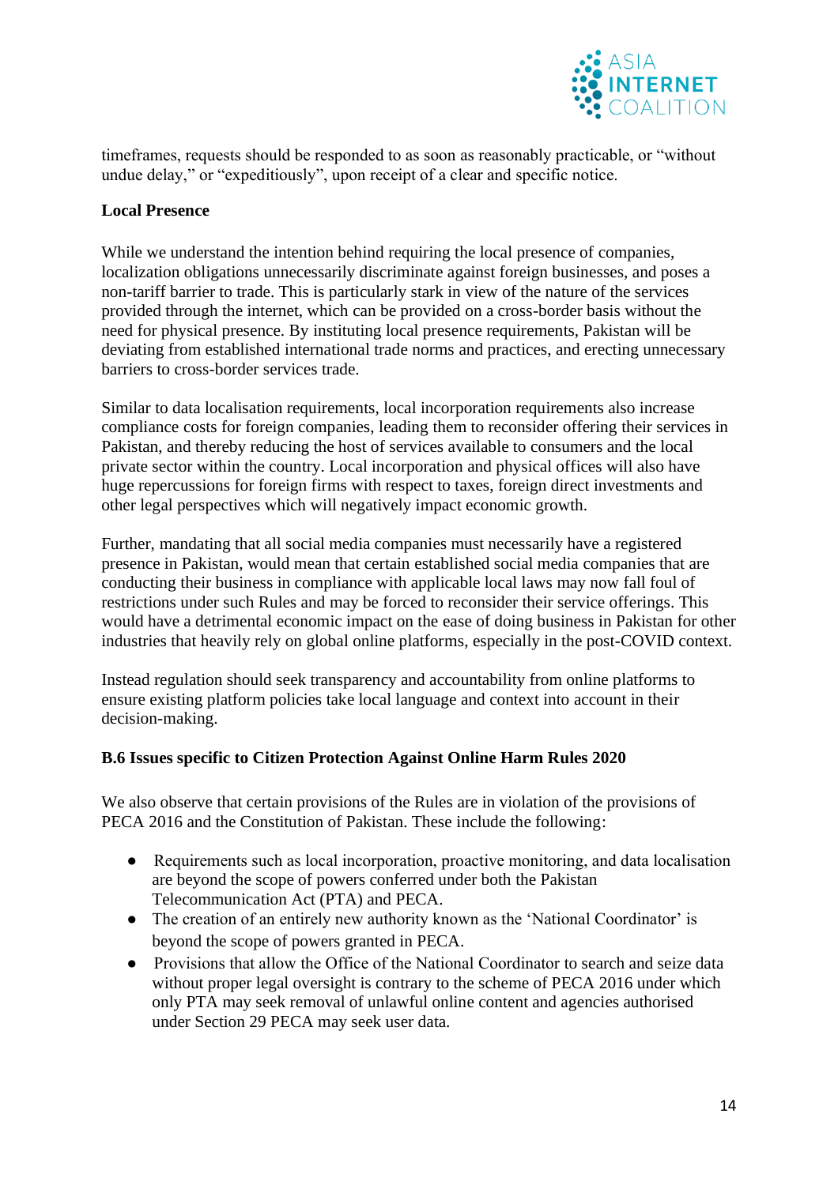timeframes, requests should be responded to as soon as reasonably practicable, or "without undue delay," or "expeditiously", upon receipt of a clear and specific notice.

**Local Presence**

While we understand the intention behind requiring the local presence of companies, localization obligations unnecessarily discriminate against foreign businesses, and poses a non-tariff barrier to trade. This is particularly stark in view of the nature of the services provided through the internet, which can be provided on a cross-border basis without the need for physical presence. By instituting local presence requirements, Pakistan will be deviating from established international trade norms and practices, and erecting unnecessary barriers to cross-border services trade.

Similar to data localisation requirements, local incorporation requirements also increase compliance costs for foreign companies, leading them to reconsider offering their services in Pakistan, and thereby reducing the host of services available to consumers and the local private sector within the country. Local incorporation and physical offices will also have huge repercussions for foreign firms with respect to taxes, foreign direct investments and other legal perspectives which will negatively impact economic growth.

Further, mandating that all social media companies must necessarily have a registered presence in Pakistan, would mean that certain established social media companies that are conducting their business in compliance with applicable local laws may now fall foul of restrictions under such Rules and may be forced to reconsider their service offerings. This would have a detrimental economic impact on the ease of doing business in Pakistan for other industries that heavily rely on global online platforms, especially in the post-COVID context.

Instead regulation should seek transparency and accountability from online platforms to ensure existing platform policies take local language and context into account in their decision-making.

**B.6 Issues specific to Citizen Protection Against Online Harm Rules 2020**

We also observe that certain provisions of the Rules are in violation of the provisions of PECA 2016 and the Constitution of Pakistan. These include the following:

- Requirements such as local incorporation, proactive monitoring, and data localisation are beyond the scope of powers conferred under both the Pakistan Telecommunication Act (PTA) and PECA.
- The creation of an entirely new authority known as the 'National Coordinator' is beyond the scope of powers granted in PECA.
- Provisions that allow the Office of the National Coordinator to search and seize data without proper legal oversight is contrary to the scheme of PECA 2016 under which only PTA may seek removal of unlawful online content and agencies authorised under Section 29 PECA may seek user data.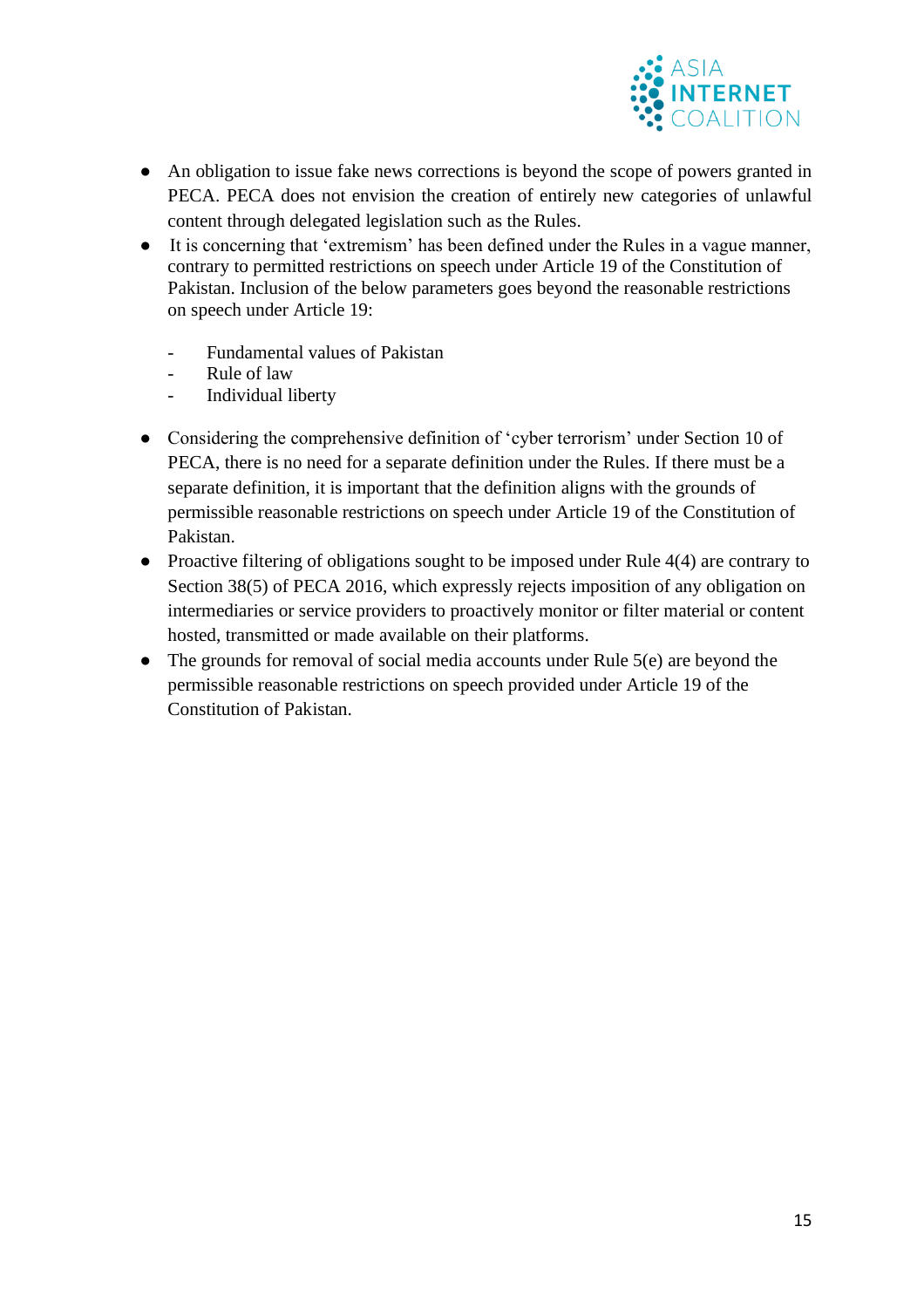- An obligation to issue fake news corrections is beyond the scope of powers granted in PECA. PECA does not envision the creation of entirely new categories of unlawful content through delegated legislation such as the Rules.
- It is concerning that 'extremism' has been defined under the Rules in a vague manner, contrary to permitted restrictions on speech under Article 19 of the Constitution of Pakistan. Inclusion of the below parameters goes beyond the reasonable restrictions on speech under Article 19:

  - Fundamental values of Pakistan
  - Rule of law
  - Individual liberty

- Considering the comprehensive definition of 'cyber terrorism' under Section 10 of PECA, there is no need for a separate definition under the Rules. If there must be a separate definition, it is important that the definition aligns with the grounds of permissible reasonable restrictions on speech under Article 19 of the Constitution of Pakistan.
- Proactive filtering of obligations sought to be imposed under Rule 4(4) are contrary to Section 38(5) of PECA 2016, which expressly rejects imposition of any obligation on intermediaries or service providers to proactively monitor or filter material or content hosted, transmitted or made available on their platforms.
- The grounds for removal of social media accounts under Rule 5(e) are beyond the permissible reasonable restrictions on speech provided under Article 19 of the Constitution of Pakistan.